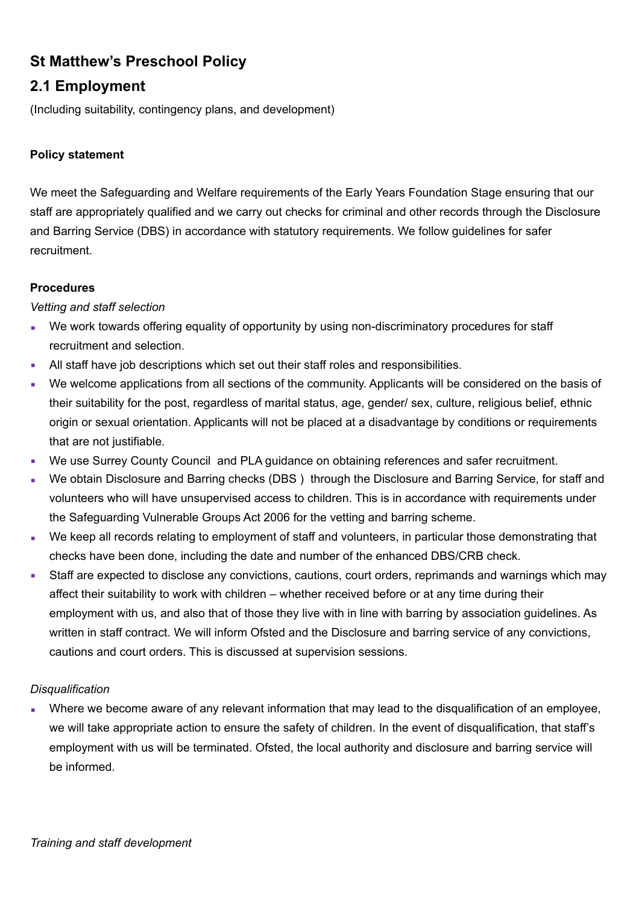# St Matthew's Preschool Policy

## 2.1 Employment

(Including suitability, contingency plans, and development)

**Policy statement**

We meet the Safeguarding and Welfare requirements of the Early Years Foundation Stage ensuring that our staff are appropriately qualified and we carry out checks for criminal and other records through the Disclosure and Barring Service (DBS) in accordance with statutory requirements. We follow guidelines for safer recruitment.

**Procedures**

*Vetting and staff selection*

- We work towards offering equality of opportunity by using non-discriminatory procedures for staff recruitment and selection.
- All staff have job descriptions which set out their staff roles and responsibilities.
- We welcome applications from all sections of the community. Applicants will be considered on the basis of their suitability for the post, regardless of marital status, age, gender/ sex, culture, religious belief, ethnic origin or sexual orientation. Applicants will not be placed at a disadvantage by conditions or requirements that are not justifiable.
- We use Surrey County Council and PLA guidance on obtaining references and safer recruitment.
- We obtain Disclosure and Barring checks (DBS ) through the Disclosure and Barring Service, for staff and volunteers who will have unsupervised access to children. This is in accordance with requirements under the Safeguarding Vulnerable Groups Act 2006 for the vetting and barring scheme.
- We keep all records relating to employment of staff and volunteers, in particular those demonstrating that checks have been done, including the date and number of the enhanced DBS/CRB check.
- Staff are expected to disclose any convictions, cautions, court orders, reprimands and warnings which may affect their suitability to work with children – whether received before or at any time during their employment with us, and also that of those they live with in line with barring by association guidelines. As written in staff contract. We will inform Ofsted and the Disclosure and barring service of any convictions, cautions and court orders. This is discussed at supervision sessions.

*Disqualification*

- Where we become aware of any relevant information that may lead to the disqualification of an employee, we will take appropriate action to ensure the safety of children. In the event of disqualification, that staff's employment with us will be terminated. Ofsted, the local authority and disclosure and barring service will be informed.

*Training and staff development*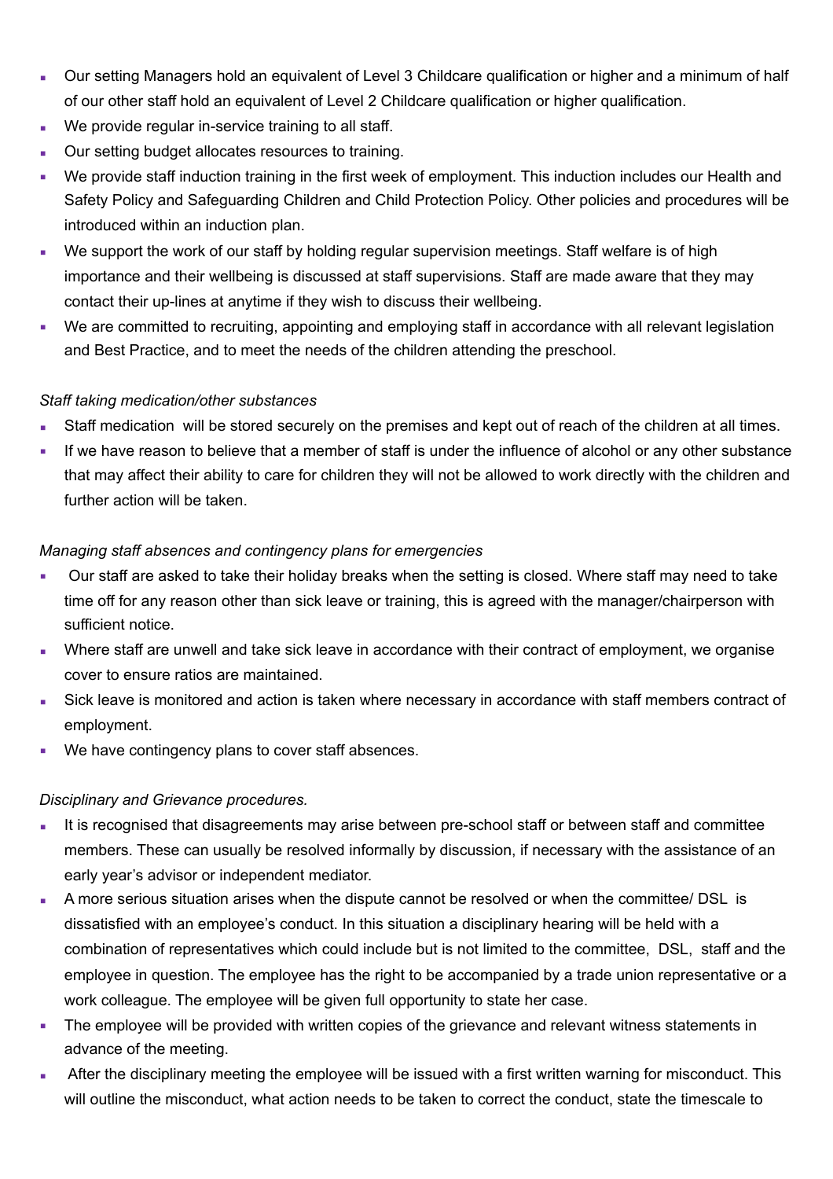- Our setting Managers hold an equivalent of Level 3 Childcare qualification or higher and a minimum of half of our other staff hold an equivalent of Level 2 Childcare qualification or higher qualification.
- We provide regular in-service training to all staff.
- Our setting budget allocates resources to training.
- We provide staff induction training in the first week of employment. This induction includes our Health and Safety Policy and Safeguarding Children and Child Protection Policy. Other policies and procedures will be introduced within an induction plan.
- We support the work of our staff by holding regular supervision meetings. Staff welfare is of high importance and their wellbeing is discussed at staff supervisions. Staff are made aware that they may contact their up-lines at anytime if they wish to discuss their wellbeing.
- We are committed to recruiting, appointing and employing staff in accordance with all relevant legislation and Best Practice, and to meet the needs of the children attending the preschool.

*Staff taking medication/other substances*

- Staff medication will be stored securely on the premises and kept out of reach of the children at all times.
- If we have reason to believe that a member of staff is under the influence of alcohol or any other substance that may affect their ability to care for children they will not be allowed to work directly with the children and further action will be taken.

*Managing staff absences and contingency plans for emergencies*

- Our staff are asked to take their holiday breaks when the setting is closed. Where staff may need to take time off for any reason other than sick leave or training, this is agreed with the manager/chairperson with sufficient notice.
- Where staff are unwell and take sick leave in accordance with their contract of employment, we organise cover to ensure ratios are maintained.
- Sick leave is monitored and action is taken where necessary in accordance with staff members contract of employment.
- We have contingency plans to cover staff absences.

*Disciplinary and Grievance procedures.*

- It is recognised that disagreements may arise between pre-school staff or between staff and committee members. These can usually be resolved informally by discussion, if necessary with the assistance of an early year's advisor or independent mediator.
- A more serious situation arises when the dispute cannot be resolved or when the committee/ DSL is dissatisfied with an employee's conduct. In this situation a disciplinary hearing will be held with a combination of representatives which could include but is not limited to the committee, DSL, staff and the employee in question. The employee has the right to be accompanied by a trade union representative or a work colleague. The employee will be given full opportunity to state her case.
- The employee will be provided with written copies of the grievance and relevant witness statements in advance of the meeting.
- After the disciplinary meeting the employee will be issued with a first written warning for misconduct. This will outline the misconduct, what action needs to be taken to correct the conduct, state the timescale to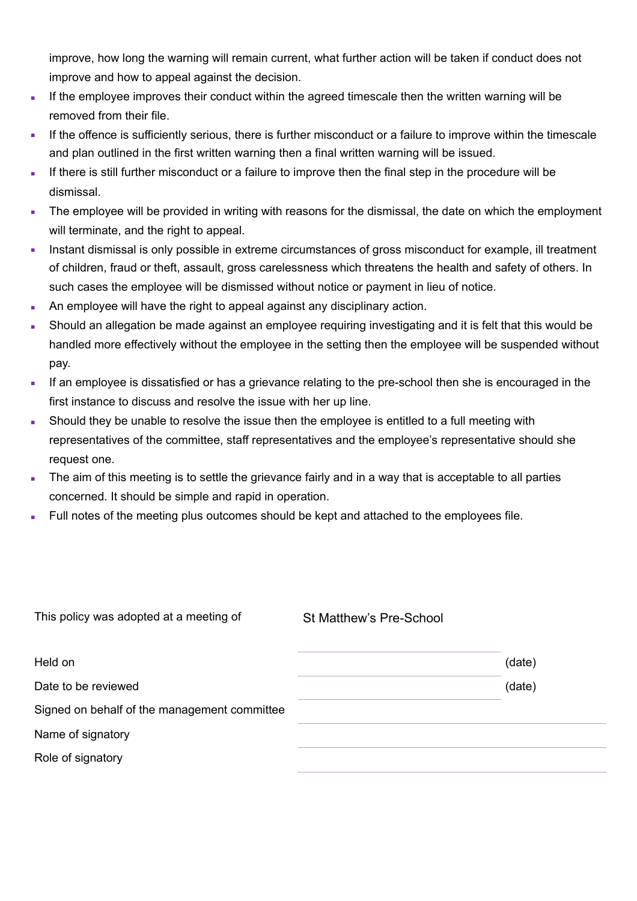improve, how long the warning will remain current, what further action will be taken if conduct does not improve and how to appeal against the decision.

- If the employee improves their conduct within the agreed timescale then the written warning will be removed from their file.
- If the offence is sufficiently serious, there is further misconduct or a failure to improve within the timescale and plan outlined in the first written warning then a final written warning will be issued.
- If there is still further misconduct or a failure to improve then the final step in the procedure will be dismissal.
- The employee will be provided in writing with reasons for the dismissal, the date on which the employment will terminate, and the right to appeal.
- Instant dismissal is only possible in extreme circumstances of gross misconduct for example, ill treatment of children, fraud or theft, assault, gross carelessness which threatens the health and safety of others. In such cases the employee will be dismissed without notice or payment in lieu of notice.
- An employee will have the right to appeal against any disciplinary action.
- Should an allegation be made against an employee requiring investigating and it is felt that this would be handled more effectively without the employee in the setting then the employee will be suspended without pay.
- If an employee is dissatisfied or has a grievance relating to the pre-school then she is encouraged in the first instance to discuss and resolve the issue with her up line.
- Should they be unable to resolve the issue then the employee is entitled to a full meeting with representatives of the committee, staff representatives and the employee's representative should she request one.
- The aim of this meeting is to settle the grievance fairly and in a way that is acceptable to all parties concerned. It should be simple and rapid in operation.
- Full notes of the meeting plus outcomes should be kept and attached to the employees file.

| | | |
|---|---|---|
| This policy was adopted at a meeting of | St Matthew's Pre-School | |
| Held on | | (date) |
| Date to be reviewed | | (date) |
| Signed on behalf of the management committee | | |
| Name of signatory | | |
| Role of signatory | | |